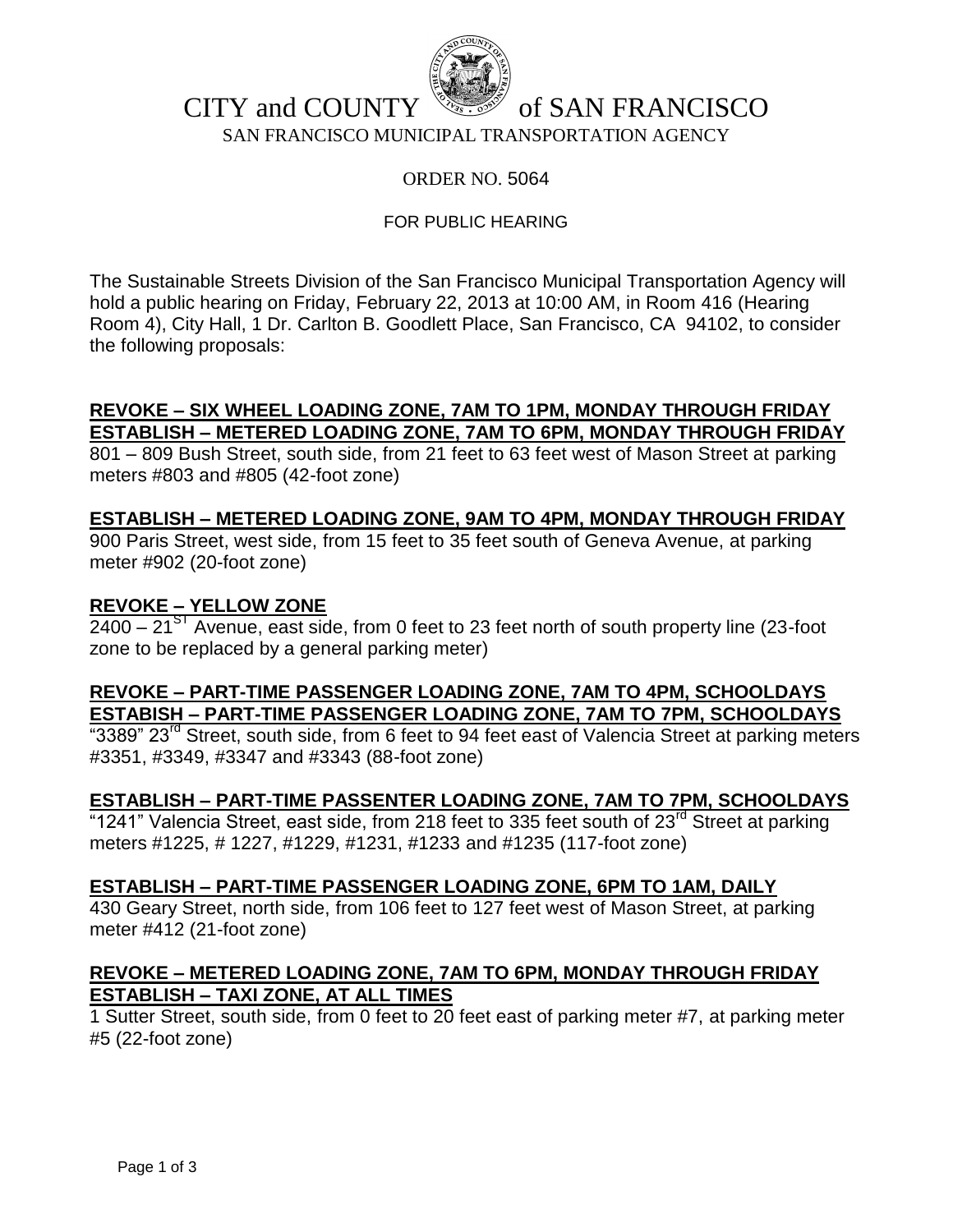# CITY and COUNTY of SAN FRANCISCO

SAN FRANCISCO MUNICIPAL TRANSPORTATION AGENCY

ORDER NO. 5064

FOR PUBLIC HEARING

The Sustainable Streets Division of the San Francisco Municipal Transportation Agency will hold a public hearing on Friday, February 22, 2013 at 10:00 AM, in Room 416 (Hearing Room 4), City Hall, 1 Dr. Carlton B. Goodlett Place, San Francisco, CA 94102, to consider the following proposals:

**REVOKE – SIX WHEEL LOADING ZONE, 7AM TO 1PM, MONDAY THROUGH FRIDAY**
**ESTABLISH – METERED LOADING ZONE, 7AM TO 6PM, MONDAY THROUGH FRIDAY**
801 – 809 Bush Street, south side, from 21 feet to 63 feet west of Mason Street at parking meters #803 and #805 (42-foot zone)

**ESTABLISH – METERED LOADING ZONE, 9AM TO 4PM, MONDAY THROUGH FRIDAY**
900 Paris Street, west side, from 15 feet to 35 feet south of Geneva Avenue, at parking meter #902 (20-foot zone)

**REVOKE – YELLOW ZONE**
2400 – 21ST Avenue, east side, from 0 feet to 23 feet north of south property line (23-foot zone to be replaced by a general parking meter)

**REVOKE – PART-TIME PASSENGER LOADING ZONE, 7AM TO 4PM, SCHOOLDAYS**
**ESTABISH – PART-TIME PASSENGER LOADING ZONE, 7AM TO 7PM, SCHOOLDAYS**
"3389" 23rd Street, south side, from 6 feet to 94 feet east of Valencia Street at parking meters #3351, #3349, #3347 and #3343 (88-foot zone)

**ESTABLISH – PART-TIME PASSENTER LOADING ZONE, 7AM TO 7PM, SCHOOLDAYS**
"1241" Valencia Street, east side, from 218 feet to 335 feet south of 23rd Street at parking meters #1225, # 1227, #1229, #1231, #1233 and #1235 (117-foot zone)

**ESTABLISH – PART-TIME PASSENGER LOADING ZONE, 6PM TO 1AM, DAILY**
430 Geary Street, north side, from 106 feet to 127 feet west of Mason Street, at parking meter #412 (21-foot zone)

**REVOKE – METERED LOADING ZONE, 7AM TO 6PM, MONDAY THROUGH FRIDAY**
**ESTABLISH – TAXI ZONE, AT ALL TIMES**
1 Sutter Street, south side, from 0 feet to 20 feet east of parking meter #7, at parking meter #5 (22-foot zone)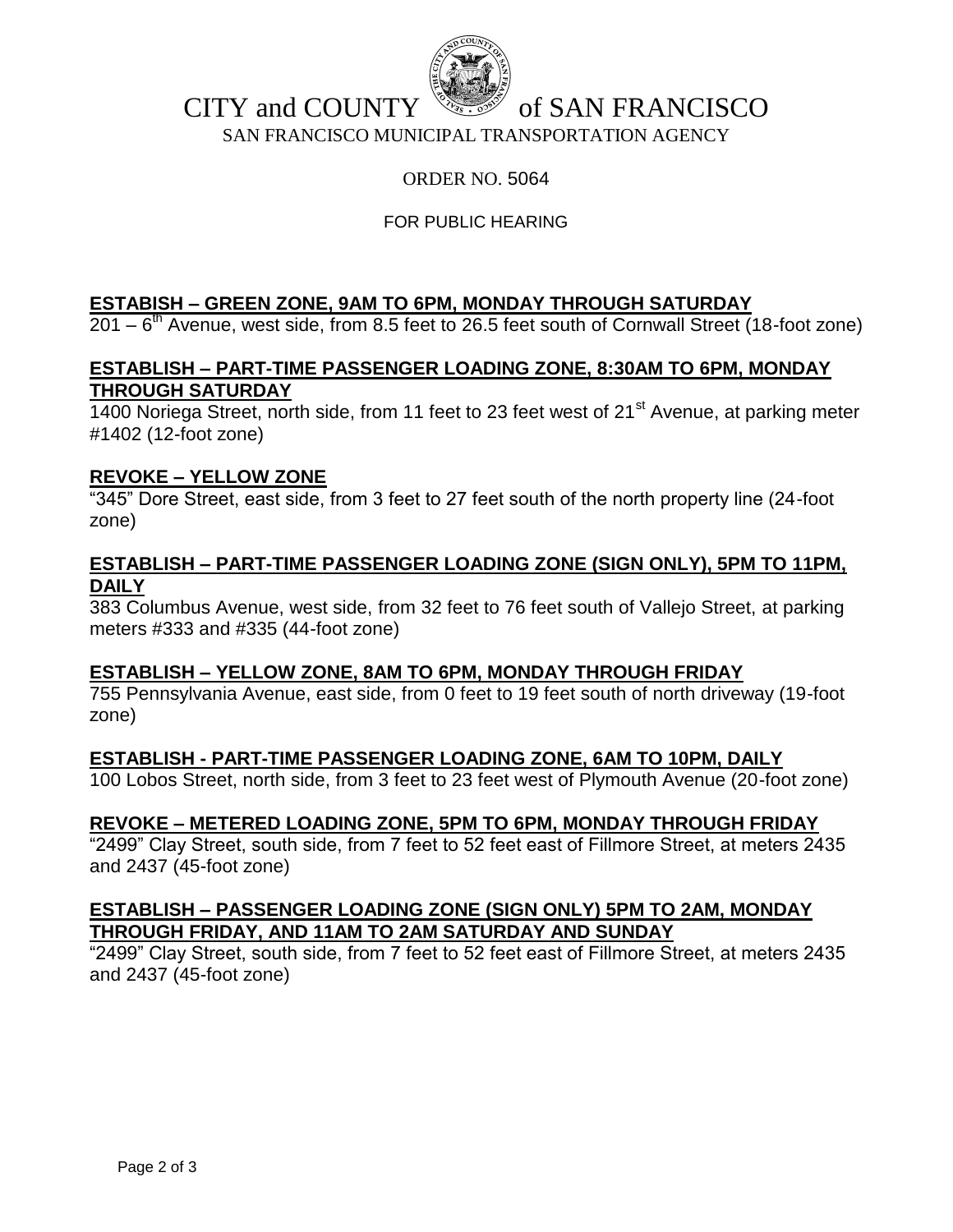CITY and COUNTY of SAN FRANCISCO

SAN FRANCISCO MUNICIPAL TRANSPORTATION AGENCY

ORDER NO. 5064

FOR PUBLIC HEARING

**ESTABISH – GREEN ZONE, 9AM TO 6PM, MONDAY THROUGH SATURDAY**

201 – 6th Avenue, west side, from 8.5 feet to 26.5 feet south of Cornwall Street (18-foot zone)

**ESTABLISH – PART-TIME PASSENGER LOADING ZONE, 8:30AM TO 6PM, MONDAY THROUGH SATURDAY**

1400 Noriega Street, north side, from 11 feet to 23 feet west of 21st Avenue, at parking meter #1402 (12-foot zone)

**REVOKE – YELLOW ZONE**

"345" Dore Street, east side, from 3 feet to 27 feet south of the north property line (24-foot zone)

**ESTABLISH – PART-TIME PASSENGER LOADING ZONE (SIGN ONLY), 5PM TO 11PM, DAILY**

383 Columbus Avenue, west side, from 32 feet to 76 feet south of Vallejo Street, at parking meters #333 and #335 (44-foot zone)

**ESTABLISH – YELLOW ZONE, 8AM TO 6PM, MONDAY THROUGH FRIDAY**

755 Pennsylvania Avenue, east side, from 0 feet to 19 feet south of north driveway (19-foot zone)

**ESTABLISH - PART-TIME PASSENGER LOADING ZONE, 6AM TO 10PM, DAILY**

100 Lobos Street, north side, from 3 feet to 23 feet west of Plymouth Avenue (20-foot zone)

**REVOKE – METERED LOADING ZONE, 5PM TO 6PM, MONDAY THROUGH FRIDAY**

"2499" Clay Street, south side, from 7 feet to 52 feet east of Fillmore Street, at meters 2435 and 2437 (45-foot zone)

**ESTABLISH – PASSENGER LOADING ZONE (SIGN ONLY) 5PM TO 2AM, MONDAY THROUGH FRIDAY, AND 11AM TO 2AM SATURDAY AND SUNDAY**

"2499" Clay Street, south side, from 7 feet to 52 feet east of Fillmore Street, at meters 2435 and 2437 (45-foot zone)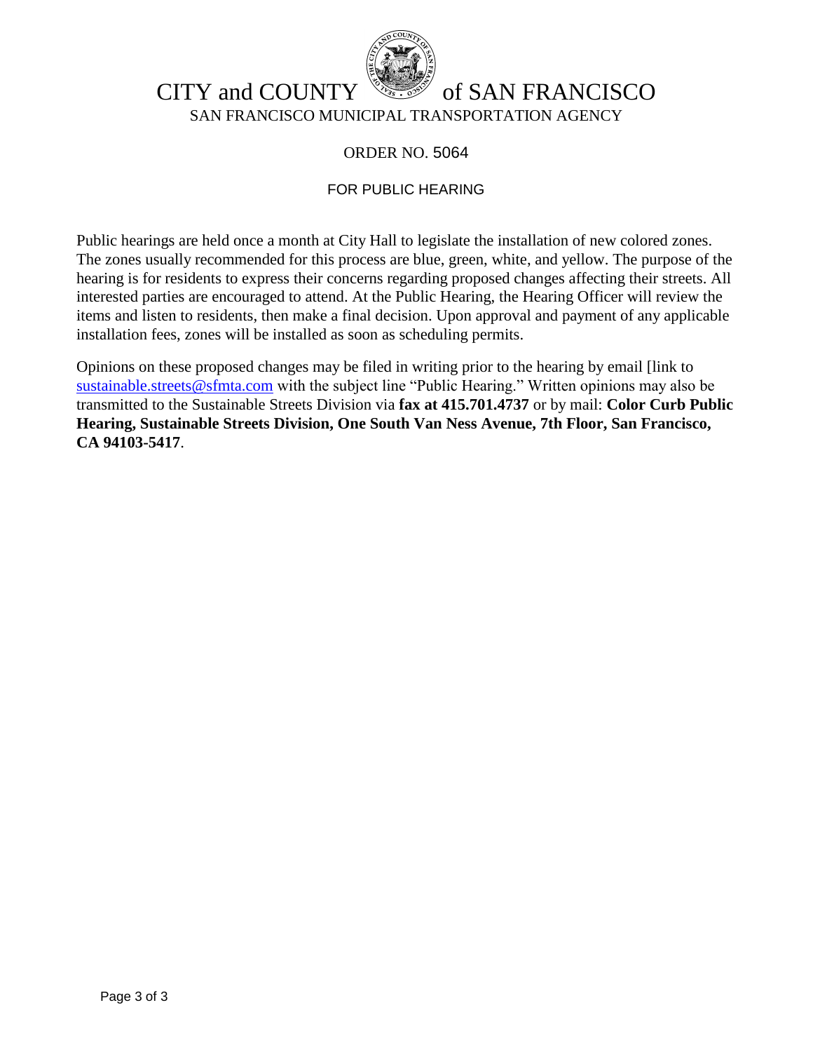# CITY and COUNTY of SAN FRANCISCO

SAN FRANCISCO MUNICIPAL TRANSPORTATION AGENCY

ORDER NO. 5064

FOR PUBLIC HEARING

Public hearings are held once a month at City Hall to legislate the installation of new colored zones. The zones usually recommended for this process are blue, green, white, and yellow. The purpose of the hearing is for residents to express their concerns regarding proposed changes affecting their streets. All interested parties are encouraged to attend. At the Public Hearing, the Hearing Officer will review the items and listen to residents, then make a final decision. Upon approval and payment of any applicable installation fees, zones will be installed as soon as scheduling permits.

Opinions on these proposed changes may be filed in writing prior to the hearing by email [link to sustainable.streets@sfmta.com with the subject line "Public Hearing." Written opinions may also be transmitted to the Sustainable Streets Division via **fax at 415.701.4737** or by mail: **Color Curb Public Hearing, Sustainable Streets Division, One South Van Ness Avenue, 7th Floor, San Francisco, CA 94103-5417**.